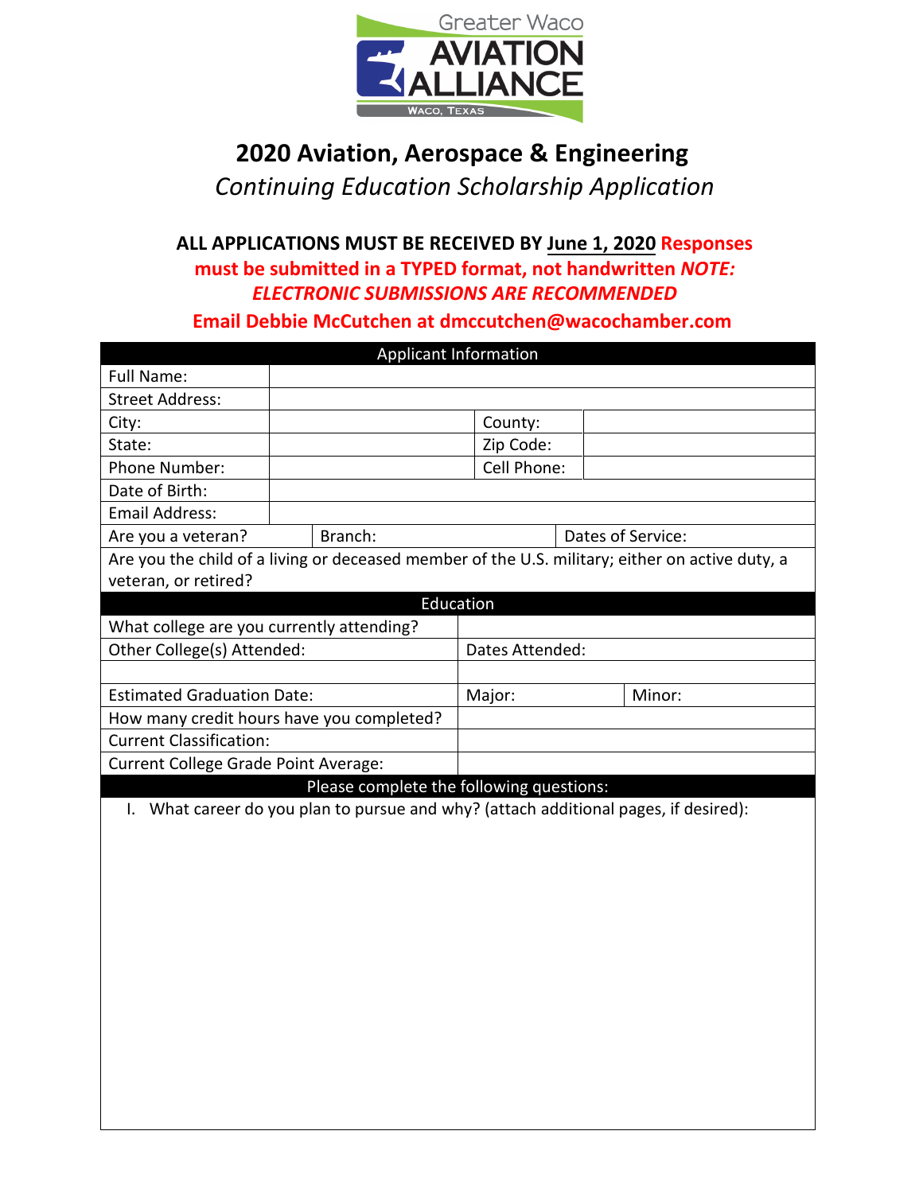Greater Waco AVIATION ALLIANCE WACO, TEXAS

# 2020 Aviation, Aerospace & Engineering

*Continuing Education Scholarship Application*

**ALL APPLICATIONS MUST BE RECEIVED BY June 1, 2020 Responses must be submitted in a TYPED format, not handwritten *NOTE: ELECTRONIC SUBMISSIONS ARE RECOMMENDED***

**Email Debbie McCutchen at dmccutchen@wacochamber.com**

| Applicant Information | | | |
|---|---|---|---|
| Full Name: | | | |
| Street Address: | | | |
| City: | | County: | |
| State: | | Zip Code: | |
| Phone Number: | | Cell Phone: | |
| Date of Birth: | | | |
| Email Address: | | | |
| Are you a veteran? | Branch: | | Dates of Service: |
| Are you the child of a living or deceased member of the U.S. military; either on active duty, a veteran, or retired? | | | |

| Education | | |
|---|---|---|
| What college are you currently attending? | | |
| Other College(s) Attended: | Dates Attended: | |
| | | |
| Estimated Graduation Date: | Major: | Minor: |
| How many credit hours have you completed? | | |
| Current Classification: | | |
| Current College Grade Point Average: | | |

**Please complete the following questions:**

I. What career do you plan to pursue and why? (attach additional pages, if desired):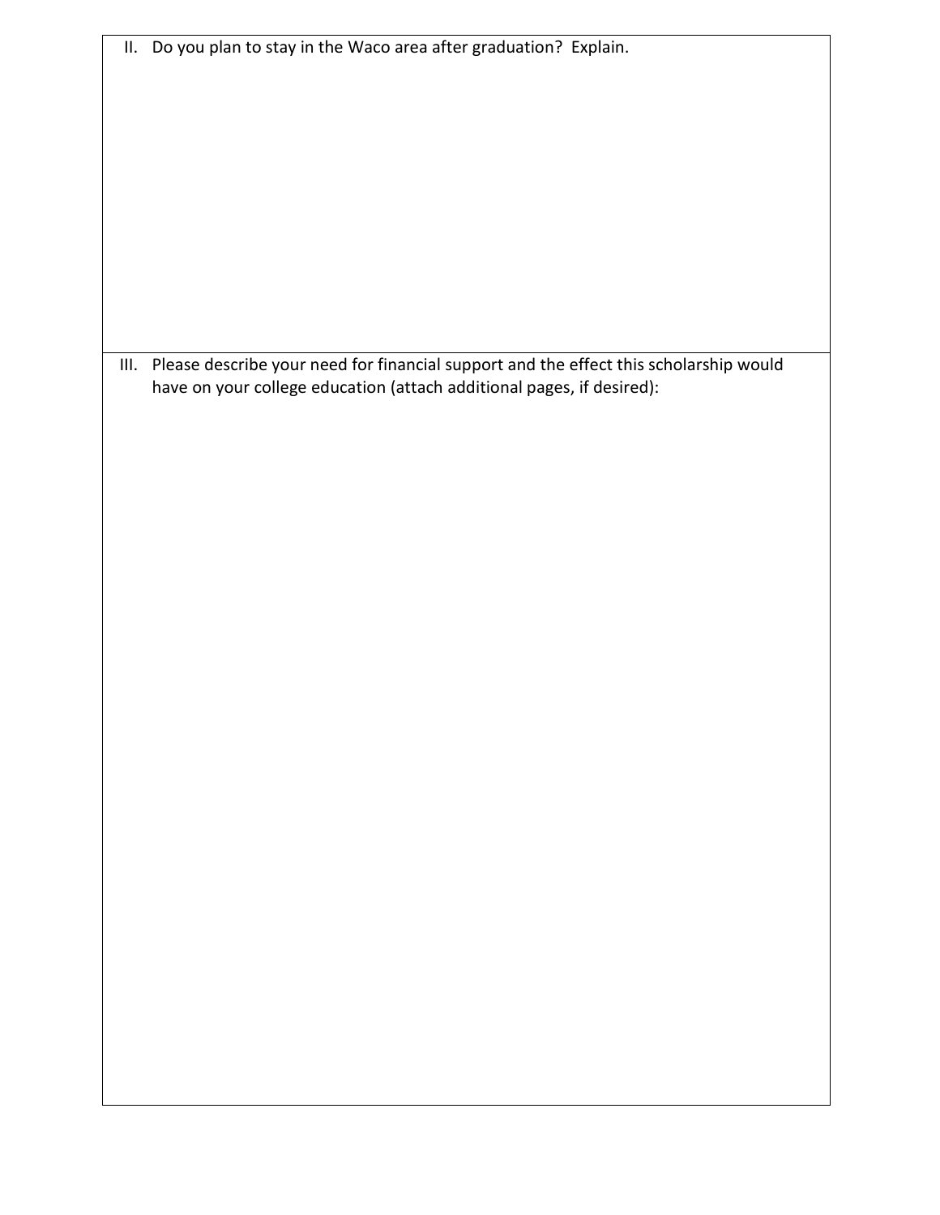II. Do you plan to stay in the Waco area after graduation? Explain.

III. Please describe your need for financial support and the effect this scholarship would have on your college education (attach additional pages, if desired):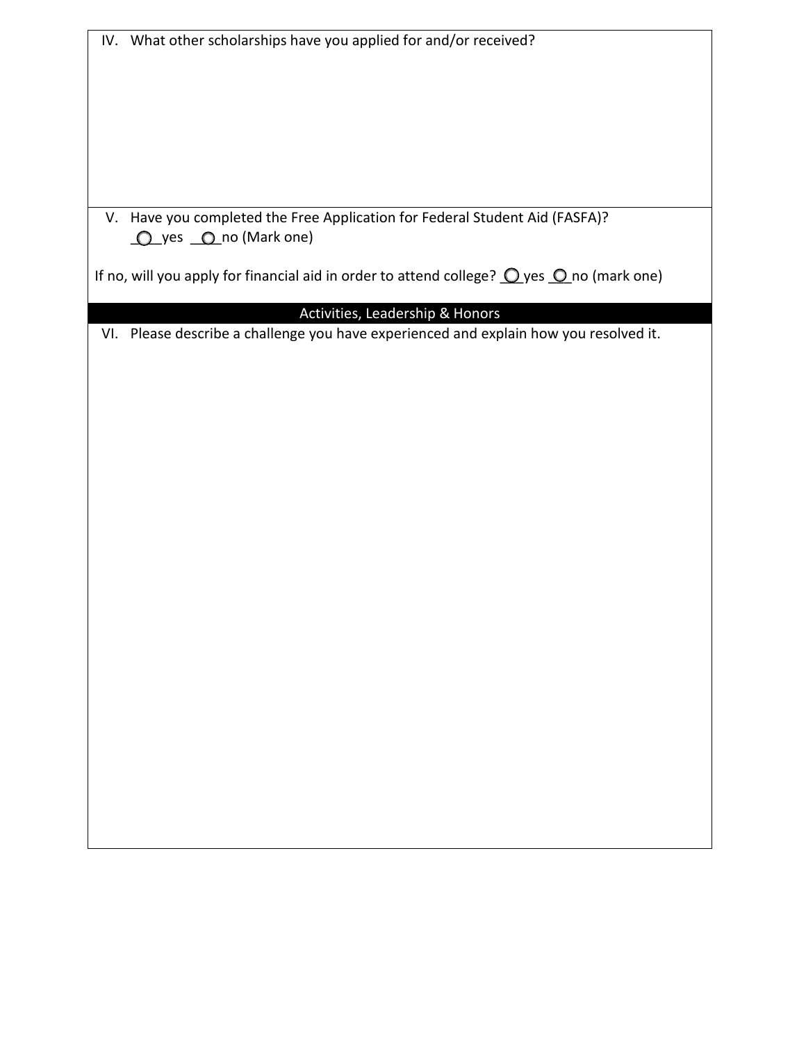IV. What other scholarships have you applied for and/or received?

V. Have you completed the Free Application for Federal Student Aid (FASFA)?
○ yes ○ no (Mark one)

If no, will you apply for financial aid in order to attend college? ○ yes ○ no (mark one)

## Activities, Leadership & Honors

VI. Please describe a challenge you have experienced and explain how you resolved it.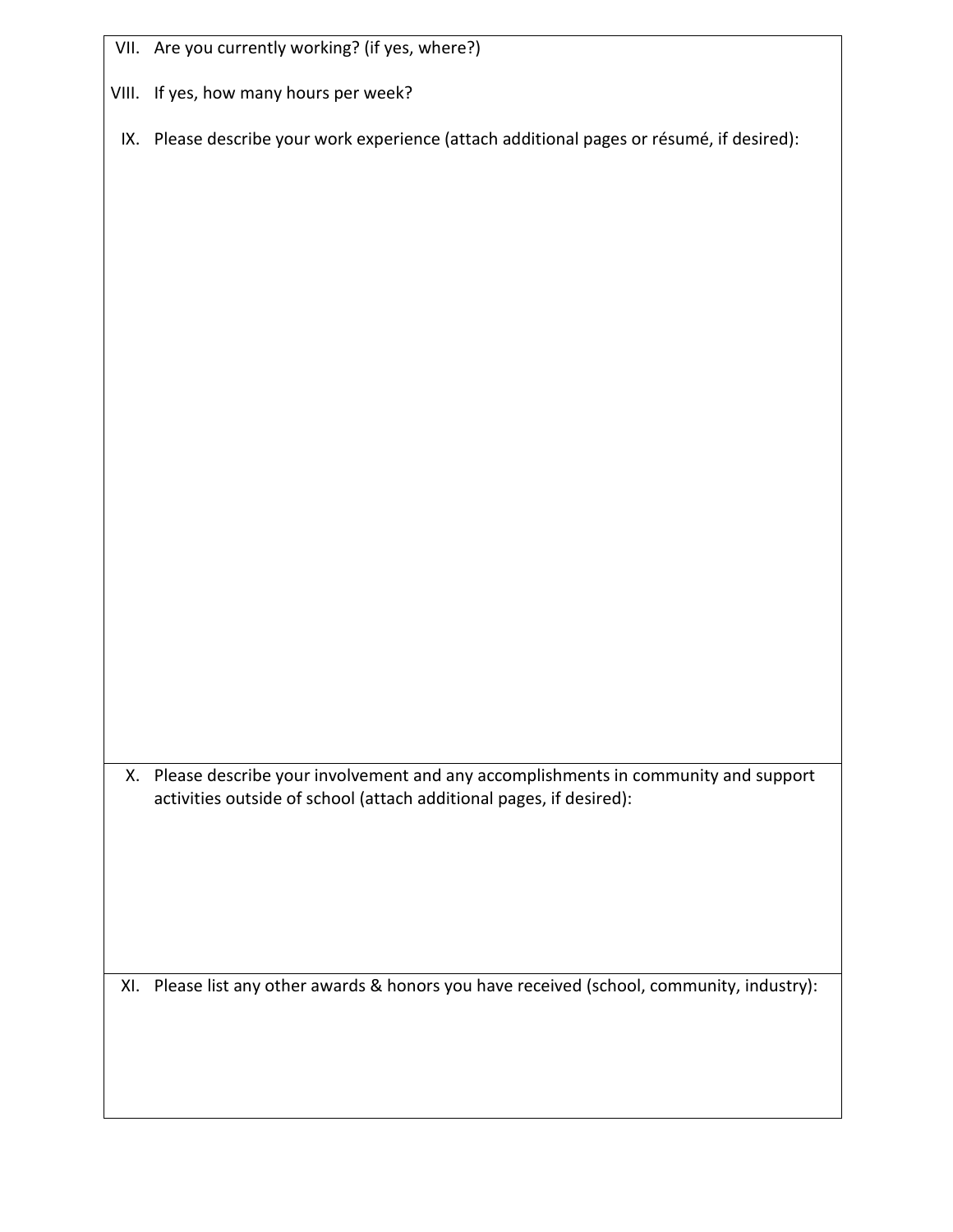VII. Are you currently working? (if yes, where?)

VIII. If yes, how many hours per week?

IX. Please describe your work experience (attach additional pages or résumé, if desired):

X. Please describe your involvement and any accomplishments in community and support activities outside of school (attach additional pages, if desired):

XI. Please list any other awards & honors you have received (school, community, industry):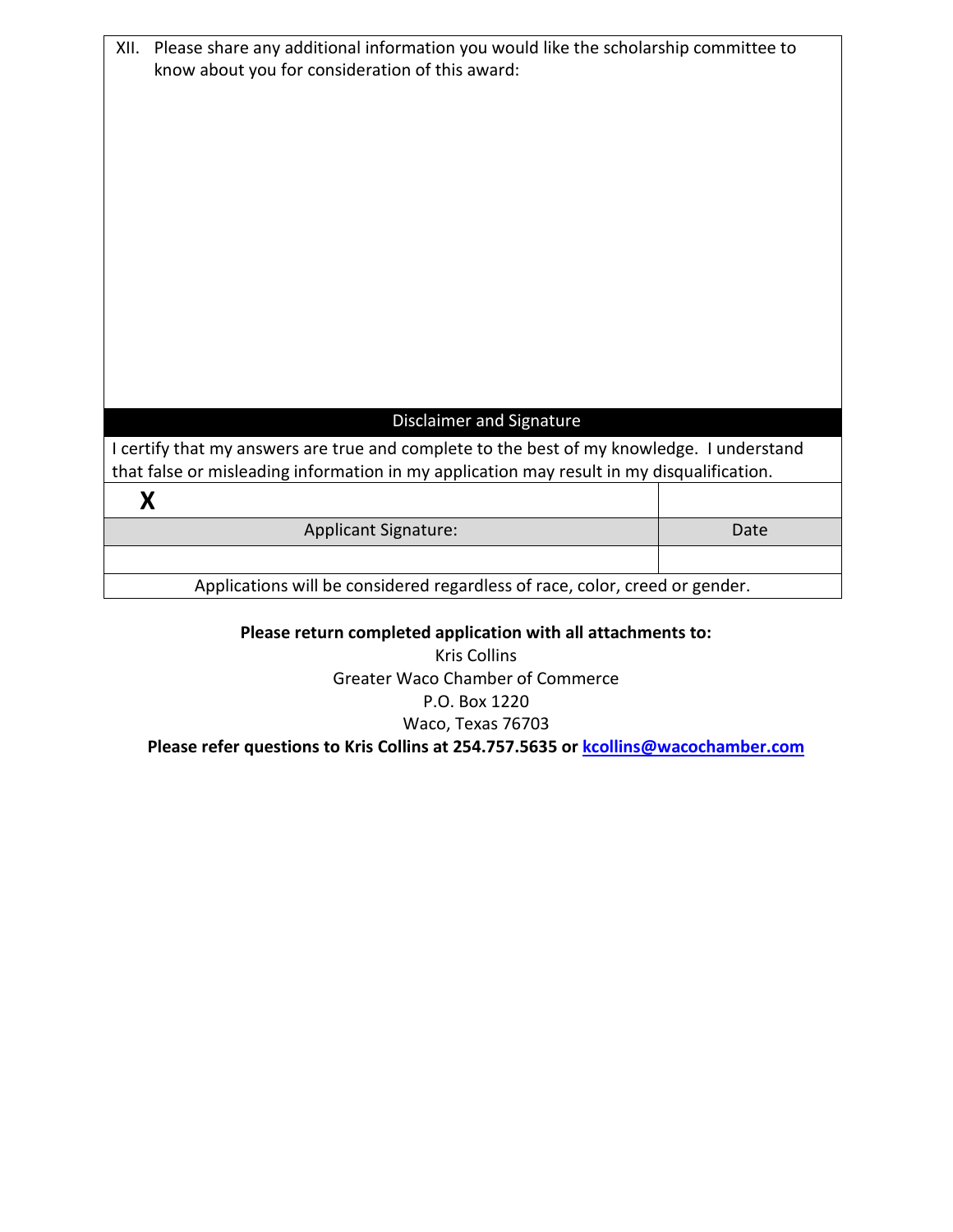XII. Please share any additional information you would like the scholarship committee to know about you for consideration of this award:

## Disclaimer and Signature

I certify that my answers are true and complete to the best of my knowledge. I understand that false or misleading information in my application may result in my disqualification.

| | |
|---|---|
| **X** | |
| Applicant Signature: | Date |
| | |

Applications will be considered regardless of race, color, creed or gender.

**Please return completed application with all attachments to:**

Kris Collins
Greater Waco Chamber of Commerce
P.O. Box 1220
Waco, Texas 76703

**Please refer questions to Kris Collins at 254.757.5635 or kcollins@wacochamber.com**